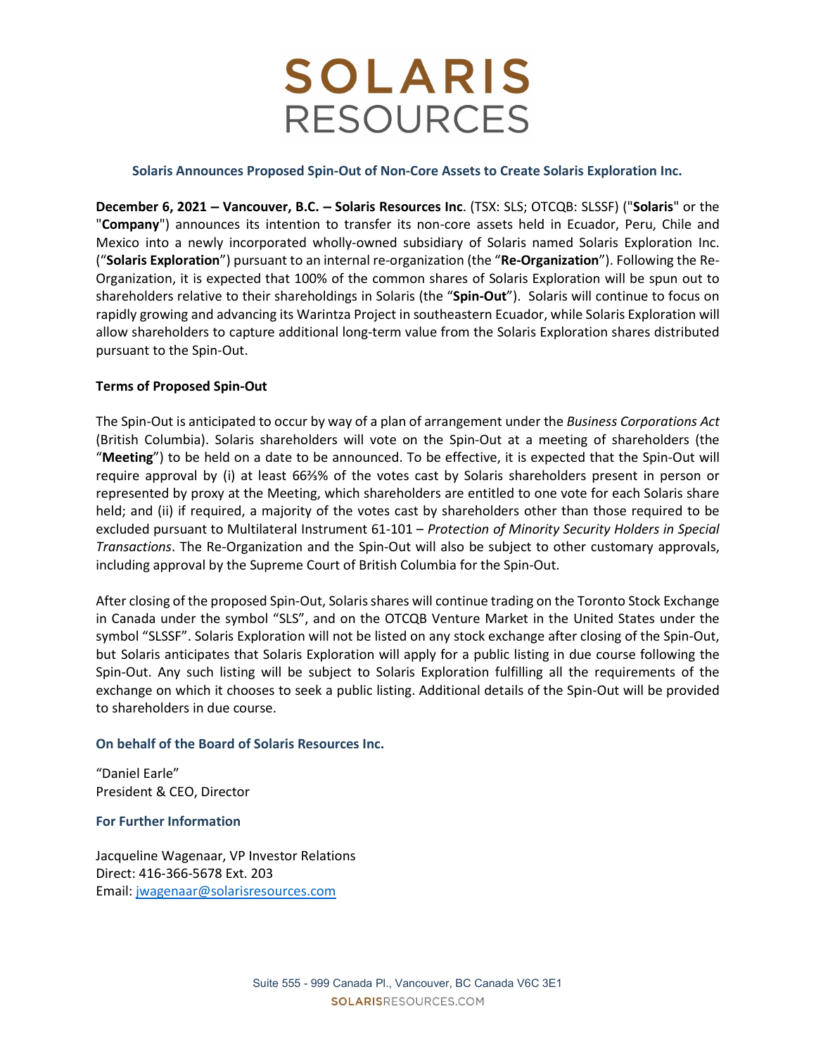# SOLARIS RESOURCES

## Solaris Announces Proposed Spin-Out of Non-Core Assets to Create Solaris Exploration Inc.

**December 6, 2021 – Vancouver, B.C. – Solaris Resources Inc**. (TSX: SLS; OTCQB: SLSSF) ("**Solaris**" or the "**Company**") announces its intention to transfer its non-core assets held in Ecuador, Peru, Chile and Mexico into a newly incorporated wholly-owned subsidiary of Solaris named Solaris Exploration Inc. ("**Solaris Exploration**") pursuant to an internal re-organization (the "**Re-Organization**"). Following the Re-Organization, it is expected that 100% of the common shares of Solaris Exploration will be spun out to shareholders relative to their shareholdings in Solaris (the "**Spin-Out**"). Solaris will continue to focus on rapidly growing and advancing its Warintza Project in southeastern Ecuador, while Solaris Exploration will allow shareholders to capture additional long-term value from the Solaris Exploration shares distributed pursuant to the Spin-Out.

**Terms of Proposed Spin-Out**

The Spin-Out is anticipated to occur by way of a plan of arrangement under the *Business Corporations Act* (British Columbia). Solaris shareholders will vote on the Spin-Out at a meeting of shareholders (the "**Meeting**") to be held on a date to be announced. To be effective, it is expected that the Spin-Out will require approval by (i) at least 66⅔% of the votes cast by Solaris shareholders present in person or represented by proxy at the Meeting, which shareholders are entitled to one vote for each Solaris share held; and (ii) if required, a majority of the votes cast by shareholders other than those required to be excluded pursuant to Multilateral Instrument 61-101 – *Protection of Minority Security Holders in Special Transactions*. The Re-Organization and the Spin-Out will also be subject to other customary approvals, including approval by the Supreme Court of British Columbia for the Spin-Out.

After closing of the proposed Spin-Out, Solaris shares will continue trading on the Toronto Stock Exchange in Canada under the symbol "SLS", and on the OTCQB Venture Market in the United States under the symbol "SLSSF". Solaris Exploration will not be listed on any stock exchange after closing of the Spin-Out, but Solaris anticipates that Solaris Exploration will apply for a public listing in due course following the Spin-Out. Any such listing will be subject to Solaris Exploration fulfilling all the requirements of the exchange on which it chooses to seek a public listing. Additional details of the Spin-Out will be provided to shareholders in due course.

**On behalf of the Board of Solaris Resources Inc.**

"Daniel Earle"
President & CEO, Director

**For Further Information**

Jacqueline Wagenaar, VP Investor Relations
Direct: 416-366-5678 Ext. 203
Email: jwagenaar@solarisresources.com

Suite 555 - 999 Canada Pl., Vancouver, BC Canada V6C 3E1
SOLARISRESOURCES.COM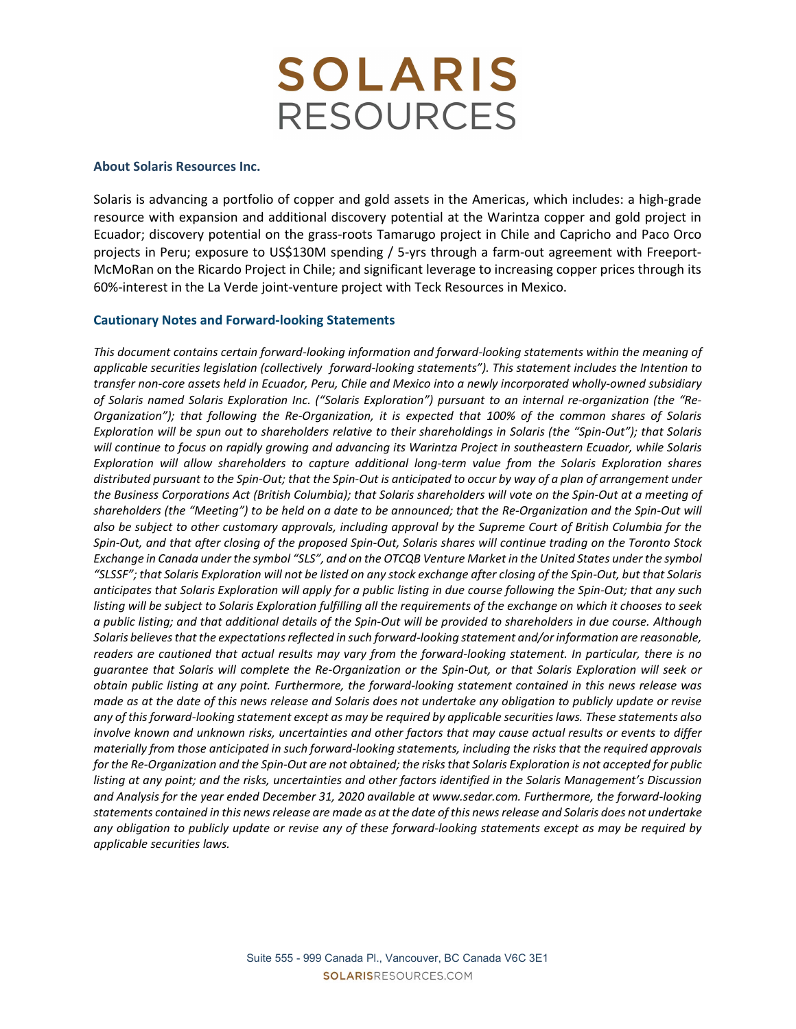# SOLARIS RESOURCES

### About Solaris Resources Inc.

Solaris is advancing a portfolio of copper and gold assets in the Americas, which includes: a high-grade resource with expansion and additional discovery potential at the Warintza copper and gold project in Ecuador; discovery potential on the grass-roots Tamarugo project in Chile and Capricho and Paco Orco projects in Peru; exposure to US$130M spending / 5-yrs through a farm-out agreement with Freeport-McMoRan on the Ricardo Project in Chile; and significant leverage to increasing copper prices through its 60%-interest in the La Verde joint-venture project with Teck Resources in Mexico.

### Cautionary Notes and Forward-looking Statements

*This document contains certain forward-looking information and forward-looking statements within the meaning of applicable securities legislation (collectively forward-looking statements"). This statement includes the Intention to transfer non-core assets held in Ecuador, Peru, Chile and Mexico into a newly incorporated wholly-owned subsidiary of Solaris named Solaris Exploration Inc. ("Solaris Exploration") pursuant to an internal re-organization (the "Re-Organization"); that following the Re-Organization, it is expected that 100% of the common shares of Solaris Exploration will be spun out to shareholders relative to their shareholdings in Solaris (the "Spin-Out"); that Solaris will continue to focus on rapidly growing and advancing its Warintza Project in southeastern Ecuador, while Solaris Exploration will allow shareholders to capture additional long-term value from the Solaris Exploration shares distributed pursuant to the Spin-Out; that the Spin-Out is anticipated to occur by way of a plan of arrangement under the Business Corporations Act (British Columbia); that Solaris shareholders will vote on the Spin-Out at a meeting of shareholders (the "Meeting") to be held on a date to be announced; that the Re-Organization and the Spin-Out will also be subject to other customary approvals, including approval by the Supreme Court of British Columbia for the Spin-Out, and that after closing of the proposed Spin-Out, Solaris shares will continue trading on the Toronto Stock Exchange in Canada under the symbol "SLS", and on the OTCQB Venture Market in the United States under the symbol "SLSSF"; that Solaris Exploration will not be listed on any stock exchange after closing of the Spin-Out, but that Solaris anticipates that Solaris Exploration will apply for a public listing in due course following the Spin-Out; that any such listing will be subject to Solaris Exploration fulfilling all the requirements of the exchange on which it chooses to seek a public listing; and that additional details of the Spin-Out will be provided to shareholders in due course. Although Solaris believes that the expectations reflected in such forward-looking statement and/or information are reasonable, readers are cautioned that actual results may vary from the forward-looking statement. In particular, there is no guarantee that Solaris will complete the Re-Organization or the Spin-Out, or that Solaris Exploration will seek or obtain public listing at any point. Furthermore, the forward-looking statement contained in this news release was made as at the date of this news release and Solaris does not undertake any obligation to publicly update or revise any of this forward-looking statement except as may be required by applicable securities laws. These statements also involve known and unknown risks, uncertainties and other factors that may cause actual results or events to differ materially from those anticipated in such forward-looking statements, including the risks that the required approvals for the Re-Organization and the Spin-Out are not obtained; the risks that Solaris Exploration is not accepted for public listing at any point; and the risks, uncertainties and other factors identified in the Solaris Management's Discussion and Analysis for the year ended December 31, 2020 available at www.sedar.com. Furthermore, the forward-looking statements contained in this news release are made as at the date of this news release and Solaris does not undertake any obligation to publicly update or revise any of these forward-looking statements except as may be required by applicable securities laws.*

Suite 555 - 999 Canada Pl., Vancouver, BC Canada V6C 3E1
SOLARISRESOURCES.COM